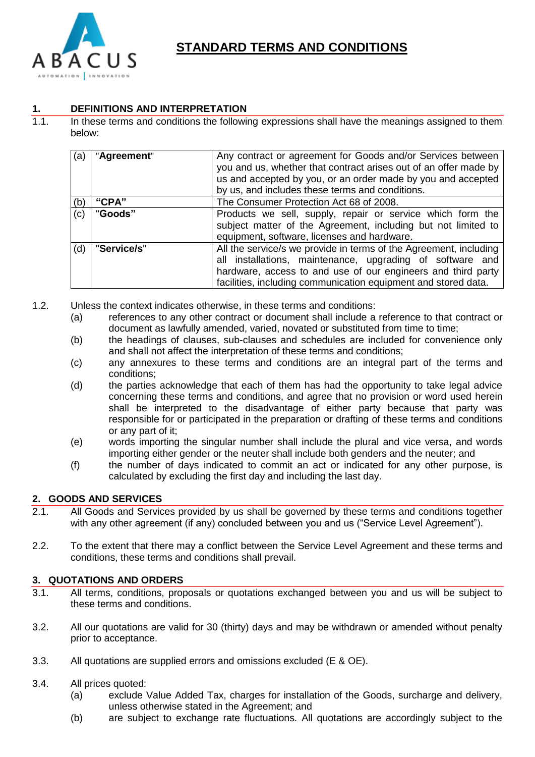# STANDARD TERMS AND CONDITIONS

## 1. DEFINITIONS AND INTERPRETATION

1.1. In these terms and conditions the following expressions shall have the meanings assigned to them below:

| | | |
|---|---|---|
| (a) | "**Agreement**" | Any contract or agreement for Goods and/or Services between you and us, whether that contract arises out of an offer made by us and accepted by you, or an order made by you and accepted by us, and includes these terms and conditions. |
| (b) | **"CPA"** | The Consumer Protection Act 68 of 2008. |
| (c) | "**Goods"** | Products we sell, supply, repair or service which form the subject matter of the Agreement, including but not limited to equipment, software, licenses and hardware. |
| (d) | "**Service/s**" | All the service/s we provide in terms of the Agreement, including all installations, maintenance, upgrading of software and hardware, access to and use of our engineers and third party facilities, including communication equipment and stored data. |

1.2. Unless the context indicates otherwise, in these terms and conditions:

(a) references to any other contract or document shall include a reference to that contract or document as lawfully amended, varied, novated or substituted from time to time;

(b) the headings of clauses, sub-clauses and schedules are included for convenience only and shall not affect the interpretation of these terms and conditions;

(c) any annexures to these terms and conditions are an integral part of the terms and conditions;

(d) the parties acknowledge that each of them has had the opportunity to take legal advice concerning these terms and conditions, and agree that no provision or word used herein shall be interpreted to the disadvantage of either party because that party was responsible for or participated in the preparation or drafting of these terms and conditions or any part of it;

(e) words importing the singular number shall include the plural and vice versa, and words importing either gender or the neuter shall include both genders and the neuter; and

(f) the number of days indicated to commit an act or indicated for any other purpose, is calculated by excluding the first day and including the last day.

## 2. GOODS AND SERVICES

2.1. All Goods and Services provided by us shall be governed by these terms and conditions together with any other agreement (if any) concluded between you and us ("Service Level Agreement").

2.2. To the extent that there may a conflict between the Service Level Agreement and these terms and conditions, these terms and conditions shall prevail.

## 3. QUOTATIONS AND ORDERS

3.1. All terms, conditions, proposals or quotations exchanged between you and us will be subject to these terms and conditions.

3.2. All our quotations are valid for 30 (thirty) days and may be withdrawn or amended without penalty prior to acceptance.

3.3. All quotations are supplied errors and omissions excluded (E & OE).

3.4. All prices quoted:

(a) exclude Value Added Tax, charges for installation of the Goods, surcharge and delivery, unless otherwise stated in the Agreement; and

(b) are subject to exchange rate fluctuations. All quotations are accordingly subject to the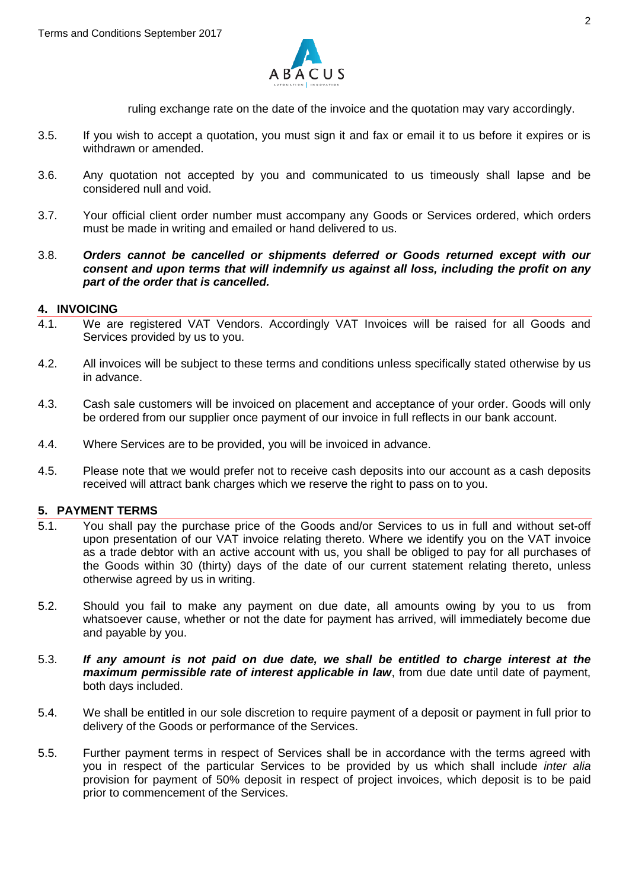ruling exchange rate on the date of the invoice and the quotation may vary accordingly.

3.5. If you wish to accept a quotation, you must sign it and fax or email it to us before it expires or is withdrawn or amended.

3.6. Any quotation not accepted by you and communicated to us timeously shall lapse and be considered null and void.

3.7. Your official client order number must accompany any Goods or Services ordered, which orders must be made in writing and emailed or hand delivered to us.

3.8. ***Orders cannot be cancelled or shipments deferred or Goods returned except with our consent and upon terms that will indemnify us against all loss, including the profit on any part of the order that is cancelled.***

## 4. INVOICING

4.1. We are registered VAT Vendors. Accordingly VAT Invoices will be raised for all Goods and Services provided by us to you.

4.2. All invoices will be subject to these terms and conditions unless specifically stated otherwise by us in advance.

4.3. Cash sale customers will be invoiced on placement and acceptance of your order. Goods will only be ordered from our supplier once payment of our invoice in full reflects in our bank account.

4.4. Where Services are to be provided, you will be invoiced in advance.

4.5. Please note that we would prefer not to receive cash deposits into our account as a cash deposits received will attract bank charges which we reserve the right to pass on to you.

## 5. PAYMENT TERMS

5.1. You shall pay the purchase price of the Goods and/or Services to us in full and without set-off upon presentation of our VAT invoice relating thereto. Where we identify you on the VAT invoice as a trade debtor with an active account with us, you shall be obliged to pay for all purchases of the Goods within 30 (thirty) days of the date of our current statement relating thereto, unless otherwise agreed by us in writing.

5.2. Should you fail to make any payment on due date, all amounts owing by you to us from whatsoever cause, whether or not the date for payment has arrived, will immediately become due and payable by you.

5.3. ***If any amount is not paid on due date, we shall be entitled to charge interest at the maximum permissible rate of interest applicable in law***, from due date until date of payment, both days included.

5.4. We shall be entitled in our sole discretion to require payment of a deposit or payment in full prior to delivery of the Goods or performance of the Services.

5.5. Further payment terms in respect of Services shall be in accordance with the terms agreed with you in respect of the particular Services to be provided by us which shall include *inter alia* provision for payment of 50% deposit in respect of project invoices, which deposit is to be paid prior to commencement of the Services.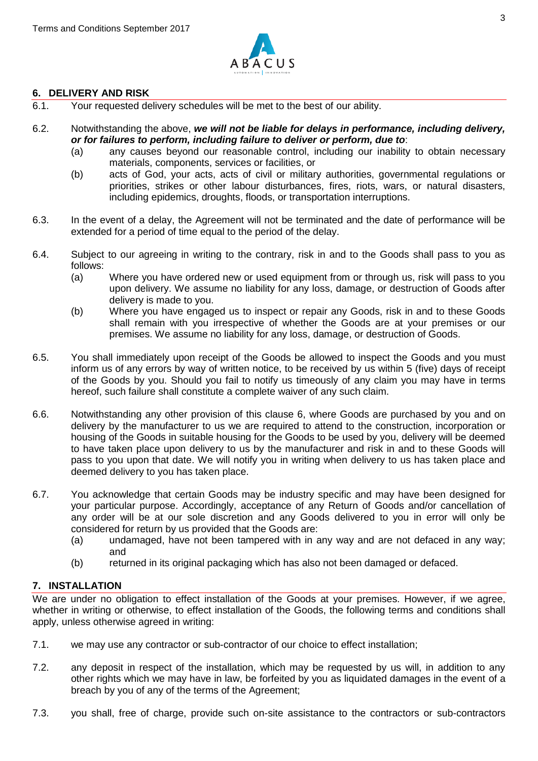## 6. DELIVERY AND RISK

6.1. Your requested delivery schedules will be met to the best of our ability.

6.2. Notwithstanding the above, ***we will not be liable for delays in performance, including delivery, or for failures to perform, including failure to deliver or perform, due to***:

   (a) any causes beyond our reasonable control, including our inability to obtain necessary materials, components, services or facilities, or

   (b) acts of God, your acts, acts of civil or military authorities, governmental regulations or priorities, strikes or other labour disturbances, fires, riots, wars, or natural disasters, including epidemics, droughts, floods, or transportation interruptions.

6.3. In the event of a delay, the Agreement will not be terminated and the date of performance will be extended for a period of time equal to the period of the delay.

6.4. Subject to our agreeing in writing to the contrary, risk in and to the Goods shall pass to you as follows:

   (a) Where you have ordered new or used equipment from or through us, risk will pass to you upon delivery. We assume no liability for any loss, damage, or destruction of Goods after delivery is made to you.

   (b) Where you have engaged us to inspect or repair any Goods, risk in and to these Goods shall remain with you irrespective of whether the Goods are at your premises or our premises. We assume no liability for any loss, damage, or destruction of Goods.

6.5. You shall immediately upon receipt of the Goods be allowed to inspect the Goods and you must inform us of any errors by way of written notice, to be received by us within 5 (five) days of receipt of the Goods by you. Should you fail to notify us timeously of any claim you may have in terms hereof, such failure shall constitute a complete waiver of any such claim.

6.6. Notwithstanding any other provision of this clause 6, where Goods are purchased by you and on delivery by the manufacturer to us we are required to attend to the construction, incorporation or housing of the Goods in suitable housing for the Goods to be used by you, delivery will be deemed to have taken place upon delivery to us by the manufacturer and risk in and to these Goods will pass to you upon that date. We will notify you in writing when delivery to us has taken place and deemed delivery to you has taken place.

6.7. You acknowledge that certain Goods may be industry specific and may have been designed for your particular purpose. Accordingly, acceptance of any Return of Goods and/or cancellation of any order will be at our sole discretion and any Goods delivered to you in error will only be considered for return by us provided that the Goods are:

   (a) undamaged, have not been tampered with in any way and are not defaced in any way; and

   (b) returned in its original packaging which has also not been damaged or defaced.

## 7. INSTALLATION

We are under no obligation to effect installation of the Goods at your premises. However, if we agree, whether in writing or otherwise, to effect installation of the Goods, the following terms and conditions shall apply, unless otherwise agreed in writing:

7.1. we may use any contractor or sub-contractor of our choice to effect installation;

7.2. any deposit in respect of the installation, which may be requested by us will, in addition to any other rights which we may have in law, be forfeited by you as liquidated damages in the event of a breach by you of any of the terms of the Agreement;

7.3. you shall, free of charge, provide such on-site assistance to the contractors or sub-contractors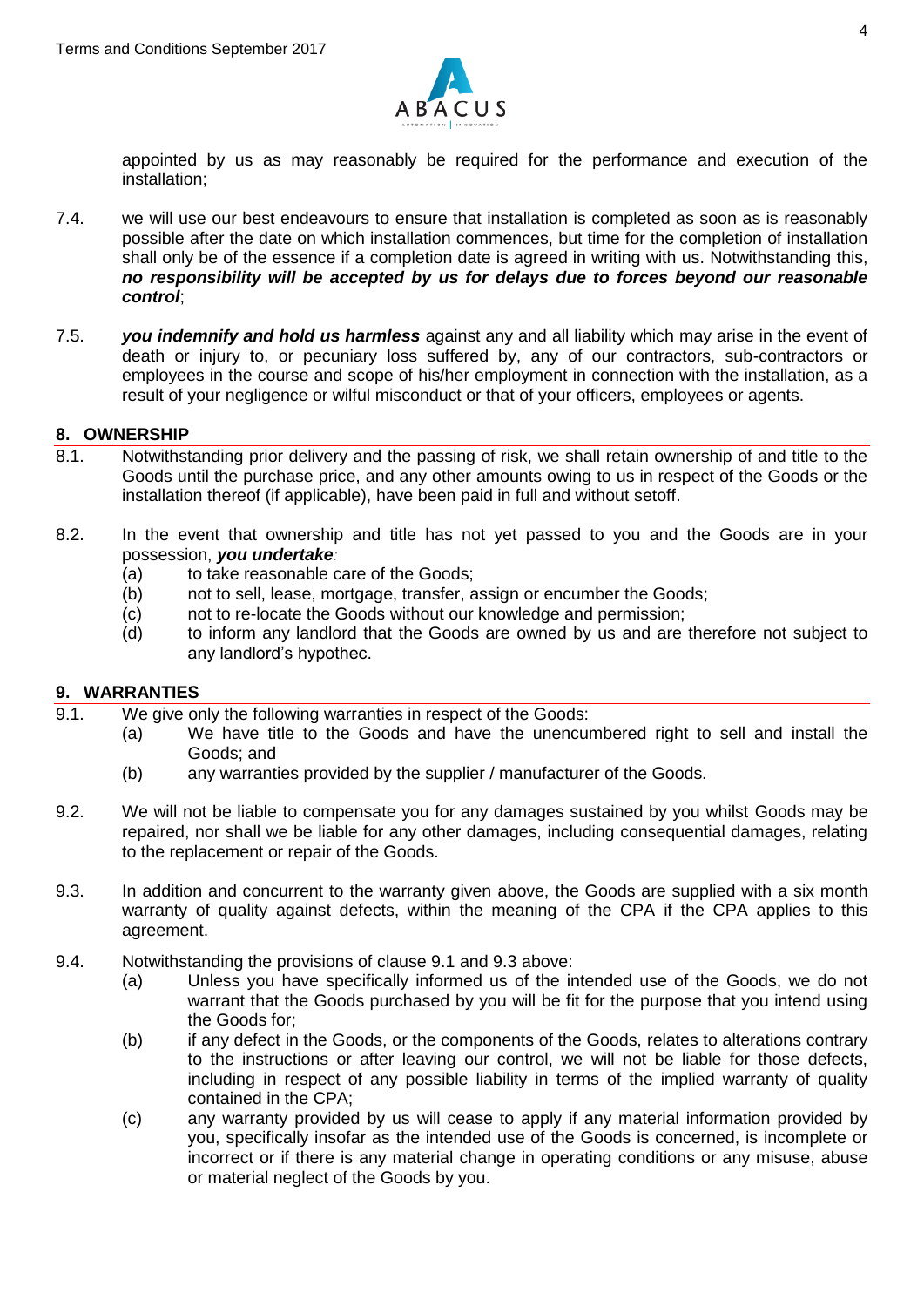appointed by us as may reasonably be required for the performance and execution of the installation;

7.4. we will use our best endeavours to ensure that installation is completed as soon as is reasonably possible after the date on which installation commences, but time for the completion of installation shall only be of the essence if a completion date is agreed in writing with us. Notwithstanding this, ***no responsibility will be accepted by us for delays due to forces beyond our reasonable control***;

7.5. ***you indemnify and hold us harmless*** against any and all liability which may arise in the event of death or injury to, or pecuniary loss suffered by, any of our contractors, sub-contractors or employees in the course and scope of his/her employment in connection with the installation, as a result of your negligence or wilful misconduct or that of your officers, employees or agents.

## 8. OWNERSHIP

8.1. Notwithstanding prior delivery and the passing of risk, we shall retain ownership of and title to the Goods until the purchase price, and any other amounts owing to us in respect of the Goods or the installation thereof (if applicable), have been paid in full and without setoff.

8.2. In the event that ownership and title has not yet passed to you and the Goods are in your possession, ***you undertake***:
   - (a) to take reasonable care of the Goods;
   - (b) not to sell, lease, mortgage, transfer, assign or encumber the Goods;
   - (c) not to re-locate the Goods without our knowledge and permission;
   - (d) to inform any landlord that the Goods are owned by us and are therefore not subject to any landlord's hypothec.

## 9. WARRANTIES

9.1. We give only the following warranties in respect of the Goods:
   - (a) We have title to the Goods and have the unencumbered right to sell and install the Goods; and
   - (b) any warranties provided by the supplier / manufacturer of the Goods.

9.2. We will not be liable to compensate you for any damages sustained by you whilst Goods may be repaired, nor shall we be liable for any other damages, including consequential damages, relating to the replacement or repair of the Goods.

9.3. In addition and concurrent to the warranty given above, the Goods are supplied with a six month warranty of quality against defects, within the meaning of the CPA if the CPA applies to this agreement.

9.4. Notwithstanding the provisions of clause 9.1 and 9.3 above:
   - (a) Unless you have specifically informed us of the intended use of the Goods, we do not warrant that the Goods purchased by you will be fit for the purpose that you intend using the Goods for;
   - (b) if any defect in the Goods, or the components of the Goods, relates to alterations contrary to the instructions or after leaving our control, we will not be liable for those defects, including in respect of any possible liability in terms of the implied warranty of quality contained in the CPA;
   - (c) any warranty provided by us will cease to apply if any material information provided by you, specifically insofar as the intended use of the Goods is concerned, is incomplete or incorrect or if there is any material change in operating conditions or any misuse, abuse or material neglect of the Goods by you.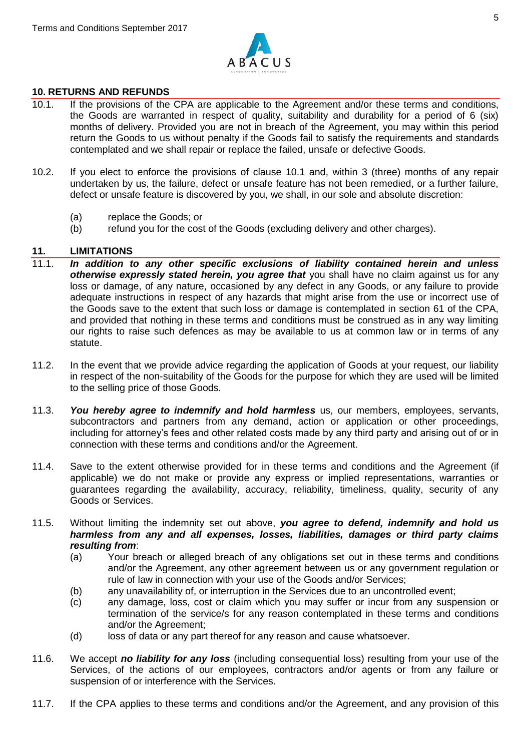## 10. RETURNS AND REFUNDS

10.1. If the provisions of the CPA are applicable to the Agreement and/or these terms and conditions, the Goods are warranted in respect of quality, suitability and durability for a period of 6 (six) months of delivery. Provided you are not in breach of the Agreement, you may within this period return the Goods to us without penalty if the Goods fail to satisfy the requirements and standards contemplated and we shall repair or replace the failed, unsafe or defective Goods.

10.2. If you elect to enforce the provisions of clause 10.1 and, within 3 (three) months of any repair undertaken by us, the failure, defect or unsafe feature has not been remedied, or a further failure, defect or unsafe feature is discovered by you, we shall, in our sole and absolute discretion:

(a) replace the Goods; or
(b) refund you for the cost of the Goods (excluding delivery and other charges).

## 11. LIMITATIONS

11.1. ***In addition to any other specific exclusions of liability contained herein and unless otherwise expressly stated herein, you agree that*** you shall have no claim against us for any loss or damage, of any nature, occasioned by any defect in any Goods, or any failure to provide adequate instructions in respect of any hazards that might arise from the use or incorrect use of the Goods save to the extent that such loss or damage is contemplated in section 61 of the CPA, and provided that nothing in these terms and conditions must be construed as in any way limiting our rights to raise such defences as may be available to us at common law or in terms of any statute.

11.2. In the event that we provide advice regarding the application of Goods at your request, our liability in respect of the non-suitability of the Goods for the purpose for which they are used will be limited to the selling price of those Goods.

11.3. ***You hereby agree to indemnify and hold harmless*** us, our members, employees, servants, subcontractors and partners from any demand, action or application or other proceedings, including for attorney's fees and other related costs made by any third party and arising out of or in connection with these terms and conditions and/or the Agreement.

11.4. Save to the extent otherwise provided for in these terms and conditions and the Agreement (if applicable) we do not make or provide any express or implied representations, warranties or guarantees regarding the availability, accuracy, reliability, timeliness, quality, security of any Goods or Services.

11.5. Without limiting the indemnity set out above, ***you agree to defend, indemnify and hold us harmless from any and all expenses, losses, liabilities, damages or third party claims resulting from***:

(a) Your breach or alleged breach of any obligations set out in these terms and conditions and/or the Agreement, any other agreement between us or any government regulation or rule of law in connection with your use of the Goods and/or Services;
(b) any unavailability of, or interruption in the Services due to an uncontrolled event;
(c) any damage, loss, cost or claim which you may suffer or incur from any suspension or termination of the service/s for any reason contemplated in these terms and conditions and/or the Agreement;
(d) loss of data or any part thereof for any reason and cause whatsoever.

11.6. We accept ***no liability for any loss*** (including consequential loss) resulting from your use of the Services, of the actions of our employees, contractors and/or agents or from any failure or suspension of or interference with the Services.

11.7. If the CPA applies to these terms and conditions and/or the Agreement, and any provision of this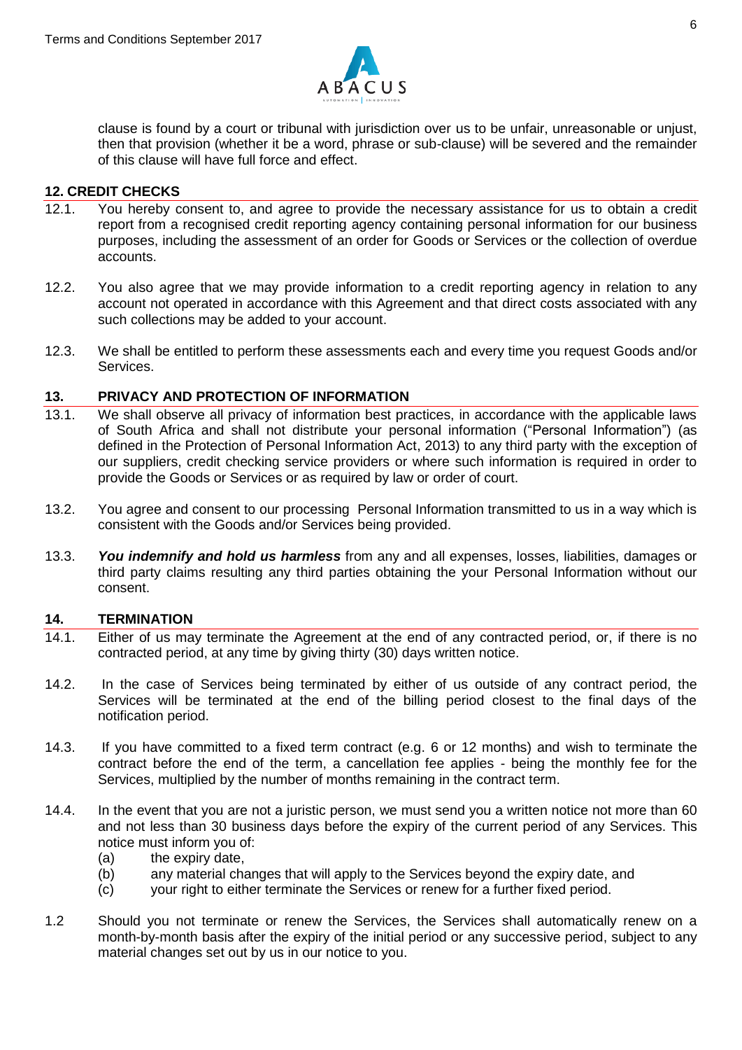clause is found by a court or tribunal with jurisdiction over us to be unfair, unreasonable or unjust, then that provision (whether it be a word, phrase or sub-clause) will be severed and the remainder of this clause will have full force and effect.

## 12. CREDIT CHECKS

12.1. You hereby consent to, and agree to provide the necessary assistance for us to obtain a credit report from a recognised credit reporting agency containing personal information for our business purposes, including the assessment of an order for Goods or Services or the collection of overdue accounts.

12.2. You also agree that we may provide information to a credit reporting agency in relation to any account not operated in accordance with this Agreement and that direct costs associated with any such collections may be added to your account.

12.3. We shall be entitled to perform these assessments each and every time you request Goods and/or Services.

## 13. PRIVACY AND PROTECTION OF INFORMATION

13.1. We shall observe all privacy of information best practices, in accordance with the applicable laws of South Africa and shall not distribute your personal information ("Personal Information") (as defined in the Protection of Personal Information Act, 2013) to any third party with the exception of our suppliers, credit checking service providers or where such information is required in order to provide the Goods or Services or as required by law or order of court.

13.2. You agree and consent to our processing Personal Information transmitted to us in a way which is consistent with the Goods and/or Services being provided.

13.3. ***You indemnify and hold us harmless*** from any and all expenses, losses, liabilities, damages or third party claims resulting any third parties obtaining the your Personal Information without our consent.

## 14. TERMINATION

14.1. Either of us may terminate the Agreement at the end of any contracted period, or, if there is no contracted period, at any time by giving thirty (30) days written notice.

14.2. In the case of Services being terminated by either of us outside of any contract period, the Services will be terminated at the end of the billing period closest to the final days of the notification period.

14.3. If you have committed to a fixed term contract (e.g. 6 or 12 months) and wish to terminate the contract before the end of the term, a cancellation fee applies - being the monthly fee for the Services, multiplied by the number of months remaining in the contract term.

14.4. In the event that you are not a juristic person, we must send you a written notice not more than 60 and not less than 30 business days before the expiry of the current period of any Services. This notice must inform you of:

(a) the expiry date,

(b) any material changes that will apply to the Services beyond the expiry date, and

(c) your right to either terminate the Services or renew for a further fixed period.

1.2 Should you not terminate or renew the Services, the Services shall automatically renew on a month-by-month basis after the expiry of the initial period or any successive period, subject to any material changes set out by us in our notice to you.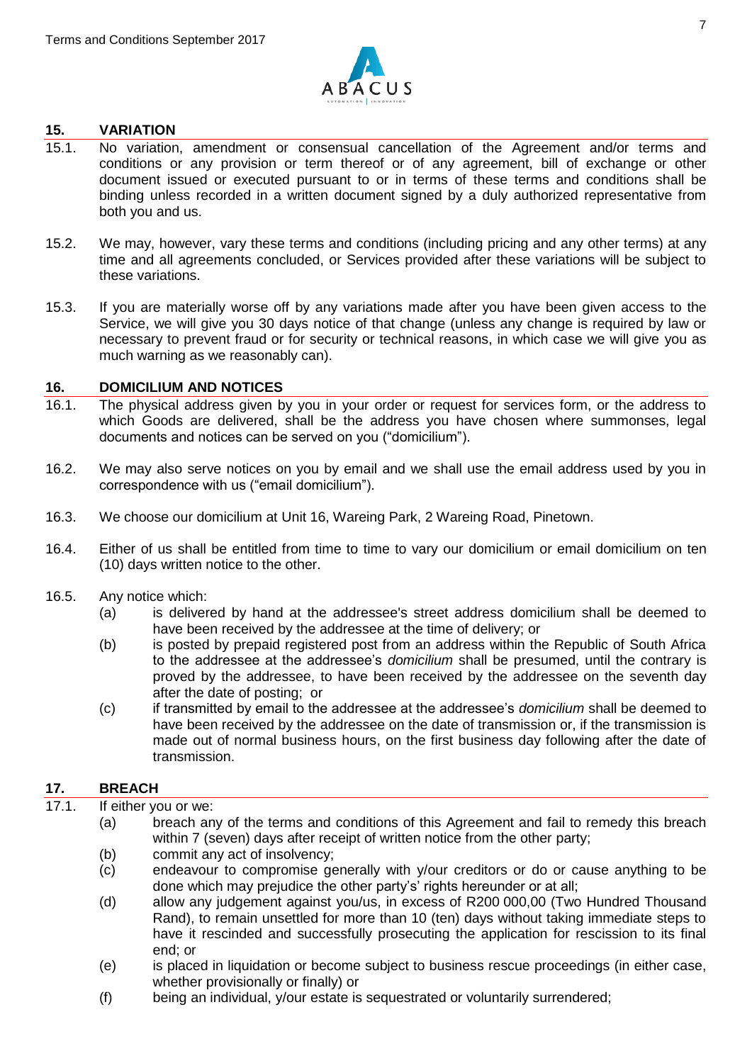## 15. VARIATION

15.1. No variation, amendment or consensual cancellation of the Agreement and/or terms and conditions or any provision or term thereof or of any agreement, bill of exchange or other document issued or executed pursuant to or in terms of these terms and conditions shall be binding unless recorded in a written document signed by a duly authorized representative from both you and us.

15.2. We may, however, vary these terms and conditions (including pricing and any other terms) at any time and all agreements concluded, or Services provided after these variations will be subject to these variations.

15.3. If you are materially worse off by any variations made after you have been given access to the Service, we will give you 30 days notice of that change (unless any change is required by law or necessary to prevent fraud or for security or technical reasons, in which case we will give you as much warning as we reasonably can).

## 16. DOMICILIUM AND NOTICES

16.1. The physical address given by you in your order or request for services form, or the address to which Goods are delivered, shall be the address you have chosen where summonses, legal documents and notices can be served on you ("domicilium").

16.2. We may also serve notices on you by email and we shall use the email address used by you in correspondence with us ("email domicilium").

16.3. We choose our domicilium at Unit 16, Wareing Park, 2 Wareing Road, Pinetown.

16.4. Either of us shall be entitled from time to time to vary our domicilium or email domicilium on ten (10) days written notice to the other.

16.5. Any notice which:

(a) is delivered by hand at the addressee's street address domicilium shall be deemed to have been received by the addressee at the time of delivery; or

(b) is posted by prepaid registered post from an address within the Republic of South Africa to the addressee at the addressee's *domicilium* shall be presumed, until the contrary is proved by the addressee, to have been received by the addressee on the seventh day after the date of posting; or

(c) if transmitted by email to the addressee at the addressee's *domicilium* shall be deemed to have been received by the addressee on the date of transmission or, if the transmission is made out of normal business hours, on the first business day following after the date of transmission.

## 17. BREACH

17.1. If either you or we:

(a) breach any of the terms and conditions of this Agreement and fail to remedy this breach within 7 (seven) days after receipt of written notice from the other party;

(b) commit any act of insolvency;

(c) endeavour to compromise generally with y/our creditors or do or cause anything to be done which may prejudice the other party's' rights hereunder or at all;

(d) allow any judgement against you/us, in excess of R200 000,00 (Two Hundred Thousand Rand), to remain unsettled for more than 10 (ten) days without taking immediate steps to have it rescinded and successfully prosecuting the application for rescission to its final end; or

(e) is placed in liquidation or become subject to business rescue proceedings (in either case, whether provisionally or finally) or

(f) being an individual, y/our estate is sequestrated or voluntarily surrendered;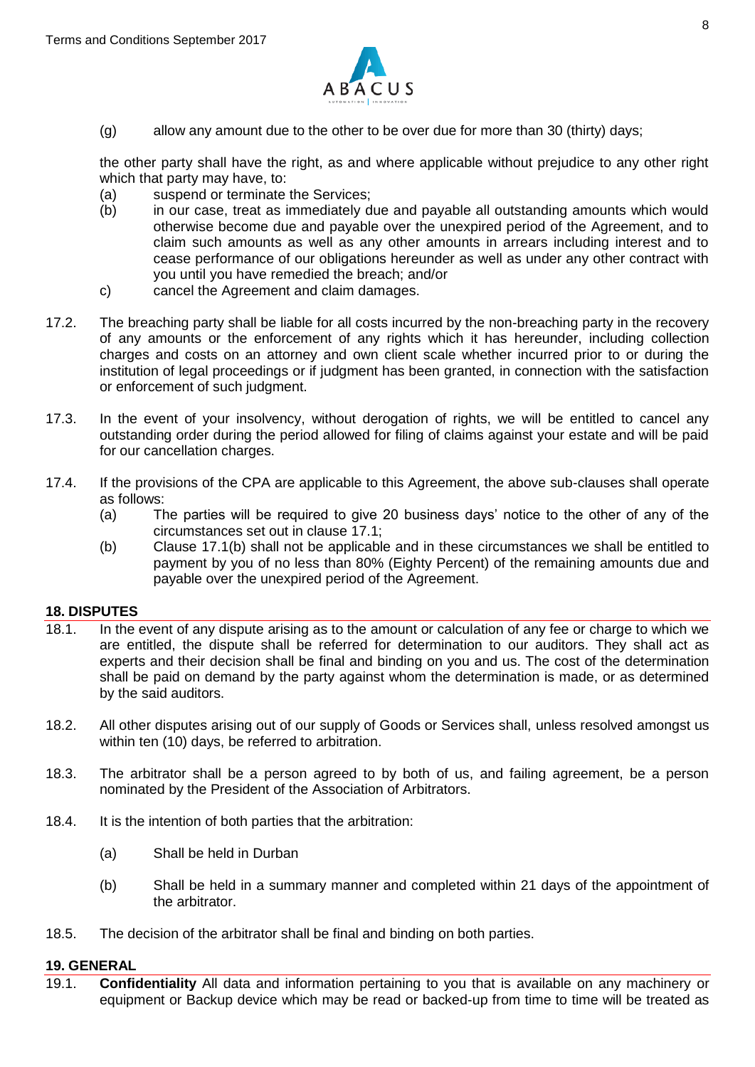(g) allow any amount due to the other to be over due for more than 30 (thirty) days;

the other party shall have the right, as and where applicable without prejudice to any other right which that party may have, to:

(a) suspend or terminate the Services;

(b) in our case, treat as immediately due and payable all outstanding amounts which would otherwise become due and payable over the unexpired period of the Agreement, and to claim such amounts as well as any other amounts in arrears including interest and to cease performance of our obligations hereunder as well as under any other contract with you until you have remedied the breach; and/or

c) cancel the Agreement and claim damages.

17.2. The breaching party shall be liable for all costs incurred by the non-breaching party in the recovery of any amounts or the enforcement of any rights which it has hereunder, including collection charges and costs on an attorney and own client scale whether incurred prior to or during the institution of legal proceedings or if judgment has been granted, in connection with the satisfaction or enforcement of such judgment.

17.3. In the event of your insolvency, without derogation of rights, we will be entitled to cancel any outstanding order during the period allowed for filing of claims against your estate and will be paid for our cancellation charges.

17.4. If the provisions of the CPA are applicable to this Agreement, the above sub-clauses shall operate as follows:

(a) The parties will be required to give 20 business days' notice to the other of any of the circumstances set out in clause 17.1;

(b) Clause 17.1(b) shall not be applicable and in these circumstances we shall be entitled to payment by you of no less than 80% (Eighty Percent) of the remaining amounts due and payable over the unexpired period of the Agreement.

## 18. DISPUTES

18.1. In the event of any dispute arising as to the amount or calculation of any fee or charge to which we are entitled, the dispute shall be referred for determination to our auditors. They shall act as experts and their decision shall be final and binding on you and us. The cost of the determination shall be paid on demand by the party against whom the determination is made, or as determined by the said auditors.

18.2. All other disputes arising out of our supply of Goods or Services shall, unless resolved amongst us within ten (10) days, be referred to arbitration.

18.3. The arbitrator shall be a person agreed to by both of us, and failing agreement, be a person nominated by the President of the Association of Arbitrators.

18.4. It is the intention of both parties that the arbitration:

(a) Shall be held in Durban

(b) Shall be held in a summary manner and completed within 21 days of the appointment of the arbitrator.

18.5. The decision of the arbitrator shall be final and binding on both parties.

## 19. GENERAL

19.1. **Confidentiality** All data and information pertaining to you that is available on any machinery or equipment or Backup device which may be read or backed-up from time to time will be treated as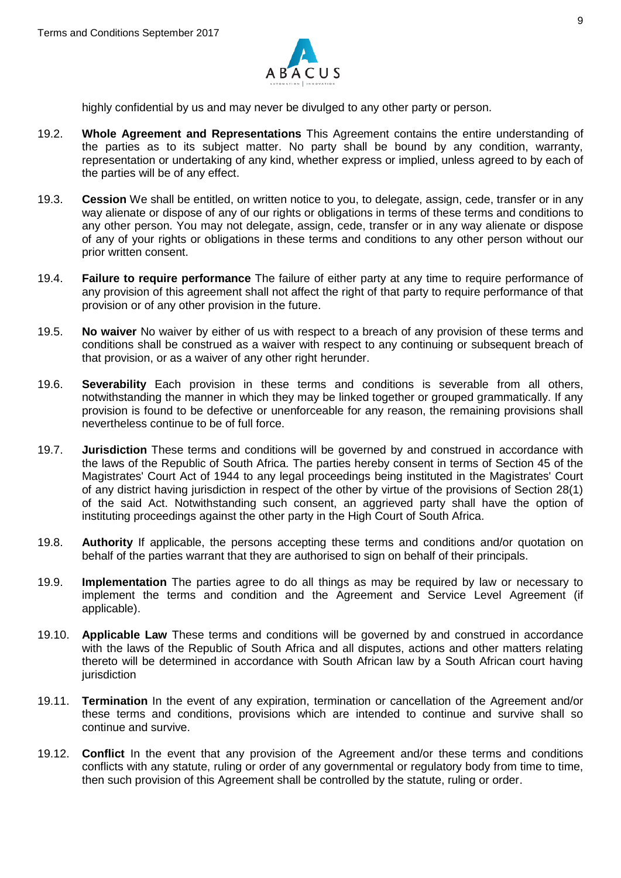highly confidential by us and may never be divulged to any other party or person.

19.2. **Whole Agreement and Representations** This Agreement contains the entire understanding of the parties as to its subject matter. No party shall be bound by any condition, warranty, representation or undertaking of any kind, whether express or implied, unless agreed to by each of the parties will be of any effect.

19.3. **Cession** We shall be entitled, on written notice to you, to delegate, assign, cede, transfer or in any way alienate or dispose of any of our rights or obligations in terms of these terms and conditions to any other person. You may not delegate, assign, cede, transfer or in any way alienate or dispose of any of your rights or obligations in these terms and conditions to any other person without our prior written consent.

19.4. **Failure to require performance** The failure of either party at any time to require performance of any provision of this agreement shall not affect the right of that party to require performance of that provision or of any other provision in the future.

19.5. **No waiver** No waiver by either of us with respect to a breach of any provision of these terms and conditions shall be construed as a waiver with respect to any continuing or subsequent breach of that provision, or as a waiver of any other right herunder.

19.6. **Severability** Each provision in these terms and conditions is severable from all others, notwithstanding the manner in which they may be linked together or grouped grammatically. If any provision is found to be defective or unenforceable for any reason, the remaining provisions shall nevertheless continue to be of full force.

19.7. **Jurisdiction** These terms and conditions will be governed by and construed in accordance with the laws of the Republic of South Africa. The parties hereby consent in terms of Section 45 of the Magistrates' Court Act of 1944 to any legal proceedings being instituted in the Magistrates' Court of any district having jurisdiction in respect of the other by virtue of the provisions of Section 28(1) of the said Act. Notwithstanding such consent, an aggrieved party shall have the option of instituting proceedings against the other party in the High Court of South Africa.

19.8. **Authority** If applicable, the persons accepting these terms and conditions and/or quotation on behalf of the parties warrant that they are authorised to sign on behalf of their principals.

19.9. **Implementation** The parties agree to do all things as may be required by law or necessary to implement the terms and condition and the Agreement and Service Level Agreement (if applicable).

19.10. **Applicable Law** These terms and conditions will be governed by and construed in accordance with the laws of the Republic of South Africa and all disputes, actions and other matters relating thereto will be determined in accordance with South African law by a South African court having jurisdiction

19.11. **Termination** In the event of any expiration, termination or cancellation of the Agreement and/or these terms and conditions, provisions which are intended to continue and survive shall so continue and survive.

19.12. **Conflict** In the event that any provision of the Agreement and/or these terms and conditions conflicts with any statute, ruling or order of any governmental or regulatory body from time to time, then such provision of this Agreement shall be controlled by the statute, ruling or order.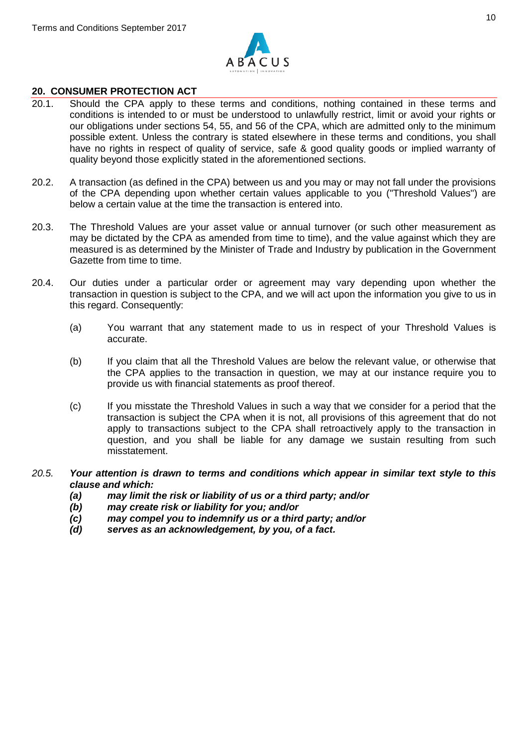## 20. CONSUMER PROTECTION ACT

20.1. Should the CPA apply to these terms and conditions, nothing contained in these terms and conditions is intended to or must be understood to unlawfully restrict, limit or avoid your rights or our obligations under sections 54, 55, and 56 of the CPA, which are admitted only to the minimum possible extent. Unless the contrary is stated elsewhere in these terms and conditions, you shall have no rights in respect of quality of service, safe & good quality goods or implied warranty of quality beyond those explicitly stated in the aforementioned sections.

20.2. A transaction (as defined in the CPA) between us and you may or may not fall under the provisions of the CPA depending upon whether certain values applicable to you ("Threshold Values") are below a certain value at the time the transaction is entered into.

20.3. The Threshold Values are your asset value or annual turnover (or such other measurement as may be dictated by the CPA as amended from time to time), and the value against which they are measured is as determined by the Minister of Trade and Industry by publication in the Government Gazette from time to time.

20.4. Our duties under a particular order or agreement may vary depending upon whether the transaction in question is subject to the CPA, and we will act upon the information you give to us in this regard. Consequently:

(a) You warrant that any statement made to us in respect of your Threshold Values is accurate.

(b) If you claim that all the Threshold Values are below the relevant value, or otherwise that the CPA applies to the transaction in question, we may at our instance require you to provide us with financial statements as proof thereof.

(c) If you misstate the Threshold Values in such a way that we consider for a period that the transaction is subject the CPA when it is not, all provisions of this agreement that do not apply to transactions subject to the CPA shall retroactively apply to the transaction in question, and you shall be liable for any damage we sustain resulting from such misstatement.

*20.5.* ***Your attention is drawn to terms and conditions which appear in similar text style to this clause and which:***

***(a) may limit the risk or liability of us or a third party; and/or***

***(b) may create risk or liability for you; and/or***

***(c) may compel you to indemnify us or a third party; and/or***

***(d) serves as an acknowledgement, by you, of a fact.***